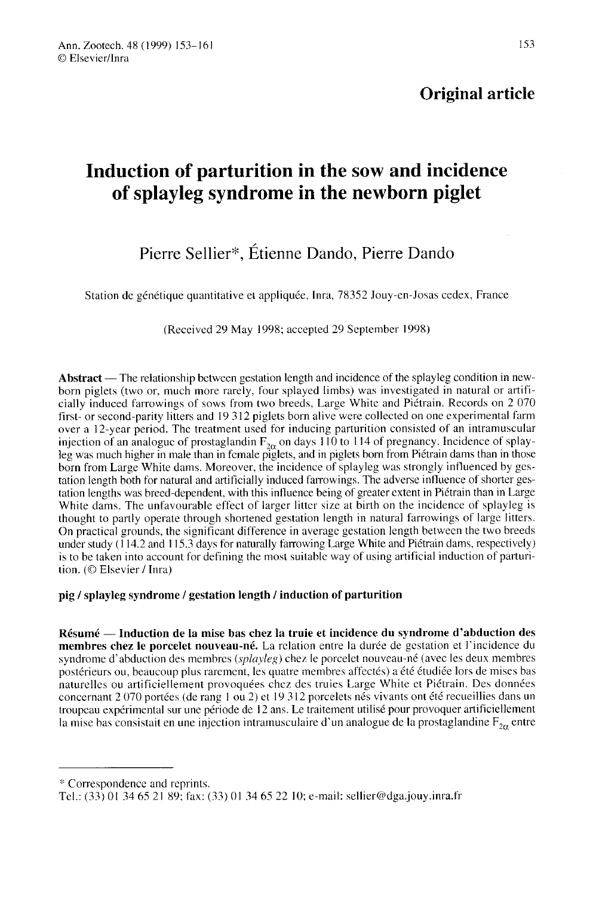**Original article**

# Induction of parturition in the sow and incidence of splayleg syndrome in the newborn piglet

Pierre Sellier*, Étienne Dando, Pierre Dando

Station de génétique quantitative et appliquée, Inra, 78352 Jouy-en-Josas cedex, France

(Received 29 May 1998; accepted 29 September 1998)

**Abstract** — The relationship between gestation length and incidence of the splayleg condition in newborn piglets (two or, much more rarely, four splayed limbs) was investigated in natural or artificially induced farrowings of sows from two breeds, Large White and Piétrain. Records on 2 070 first- or second-parity litters and 19 312 piglets born alive were collected on one experimental farm over a 12-year period. The treatment used for inducing parturition consisted of an intramuscular injection of an analogue of prostaglandin $F_{2\alpha}$ on days 110 to 114 of pregnancy. Incidence of splayleg was much higher in male than in female piglets, and in piglets born from Piétrain dams than in those born from Large White dams. Moreover, the incidence of splayleg was strongly influenced by gestation length both for natural and artificially induced farrowings. The adverse influence of shorter gestation lengths was breed-dependent, with this influence being of greater extent in Piétrain than in Large White dams. The unfavourable effect of larger litter size at birth on the incidence of splayleg is thought to partly operate through shortened gestation length in natural farrowings of large litters. On practical grounds, the significant difference in average gestation length between the two breeds under study (114.2 and 115.3 days for naturally farrowing Large White and Piétrain dams, respectively) is to be taken into account for defining the most suitable way of using artificial induction of parturition. (© Elsevier / Inra)

**pig / splayleg syndrome / gestation length / induction of parturition**

**Résumé** — **Induction de la mise bas chez la truie et incidence du syndrome d'abduction des membres chez le porcelet nouveau-né.** La relation entre la durée de gestation et l'incidence du syndrome d'abduction des membres (*splayleg*) chez le porcelet nouveau-né (avec les deux membres postérieurs ou, beaucoup plus rarement, les quatre membres affectés) a été étudiée lors de mises bas naturelles ou artificiellement provoquées chez des truies Large White et Piétrain. Des données concernant 2 070 portées (de rang 1 ou 2) et 19 312 porcelets nés vivants ont été recueillies dans un troupeau expérimental sur une période de 12 ans. Le traitement utilisé pour provoquer artificiellement la mise bas consistait en une injection intramusculaire d'un analogue de la prostaglandine $F_{2\alpha}$ entre

---

* Correspondence and reprints.
Tel.: (33) 01 34 65 21 89; fax: (33) 01 34 65 22 10; e-mail: sellier@dga.jouy.inra.fr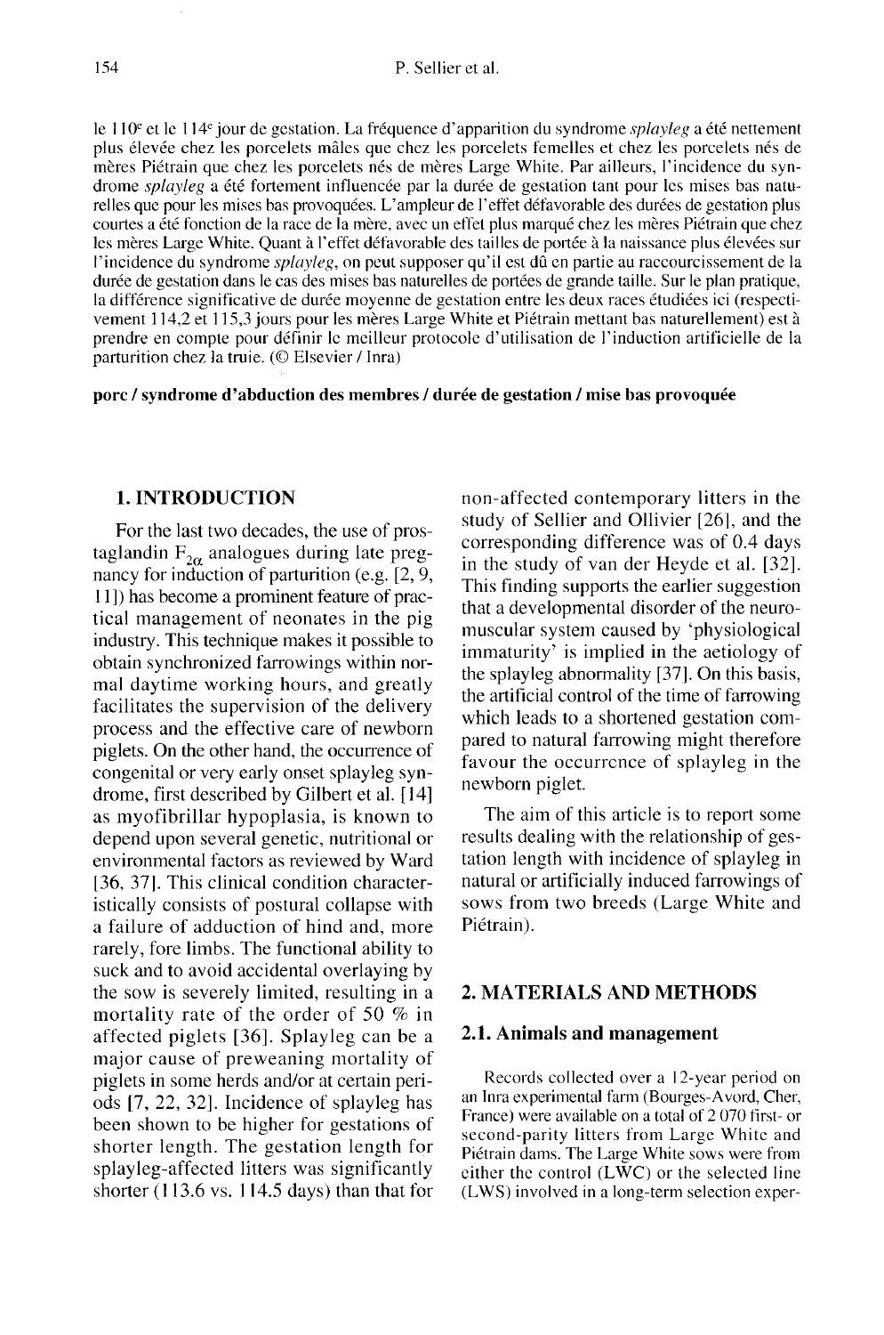le 110[e] et le 114[e] jour de gestation. La fréquence d'apparition du syndrome *splayleg* a été nettement plus élevée chez les porcelets mâles que chez les porcelets femelles et chez les porcelets nés de mères Piétrain que chez les porcelets nés de mères Large White. Par ailleurs, l'incidence du syndrome *splayleg* a été fortement influencée par la durée de gestation tant pour les mises bas naturelles que pour les mises bas provoquées. L'ampleur de l'effet défavorable des durées de gestation plus courtes a été fonction de la race de la mère, avec un effet plus marqué chez les mères Piétrain que chez les mères Large White. Quant à l'effet défavorable des tailles de portée à la naissance plus élevées sur l'incidence du syndrome *splayleg*, on peut supposer qu'il est dû en partie au raccourcissement de la durée de gestation dans le cas des mises bas naturelles de portées de grande taille. Sur le plan pratique, la différence significative de durée moyenne de gestation entre les deux races étudiées ici (respectivement 114,2 et 115,3 jours pour les mères Large White et Piétrain mettant bas naturellement) est à prendre en compte pour définir le meilleur protocole d'utilisation de l'induction artificielle de la parturition chez la truie. (© Elsevier / Inra)

**porc / syndrome d'abduction des membres / durée de gestation / mise bas provoquée**

## 1. INTRODUCTION

For the last two decades, the use of prostaglandin $F_{2\alpha}$ analogues during late pregnancy for induction of parturition (e.g. [2, 9, 11]) has become a prominent feature of practical management of neonates in the pig industry. This technique makes it possible to obtain synchronized farrowings within normal daytime working hours, and greatly facilitates the supervision of the delivery process and the effective care of newborn piglets. On the other hand, the occurrence of congenital or very early onset splayleg syndrome, first described by Gilbert et al. [14] as myofibrillar hypoplasia, is known to depend upon several genetic, nutritional or environmental factors as reviewed by Ward [36, 37]. This clinical condition characteristically consists of postural collapse with a failure of adduction of hind and, more rarely, fore limbs. The functional ability to suck and to avoid accidental overlaying by the sow is severely limited, resulting in a mortality rate of the order of 50 % in affected piglets [36]. Splayleg can be a major cause of preweaning mortality of piglets in some herds and/or at certain periods [7, 22, 32]. Incidence of splayleg has been shown to be higher for gestations of shorter length. The gestation length for splayleg-affected litters was significantly shorter (113.6 vs. 114.5 days) than that for non-affected contemporary litters in the study of Sellier and Ollivier [26], and the corresponding difference was of 0.4 days in the study of van der Heyde et al. [32]. This finding supports the earlier suggestion that a developmental disorder of the neuromuscular system caused by 'physiological immaturity' is implied in the aetiology of the splayleg abnormality [37]. On this basis, the artificial control of the time of farrowing which leads to a shortened gestation compared to natural farrowing might therefore favour the occurrence of splayleg in the newborn piglet.

The aim of this article is to report some results dealing with the relationship of gestation length with incidence of splayleg in natural or artificially induced farrowings of sows from two breeds (Large White and Piétrain).

## 2. MATERIALS AND METHODS

### 2.1. Animals and management

Records collected over a 12-year period on an Inra experimental farm (Bourges-Avord, Cher, France) were available on a total of 2 070 first- or second-parity litters from Large White and Piétrain dams. The Large White sows were from either the control (LWC) or the selected line (LWS) involved in a long-term selection exper-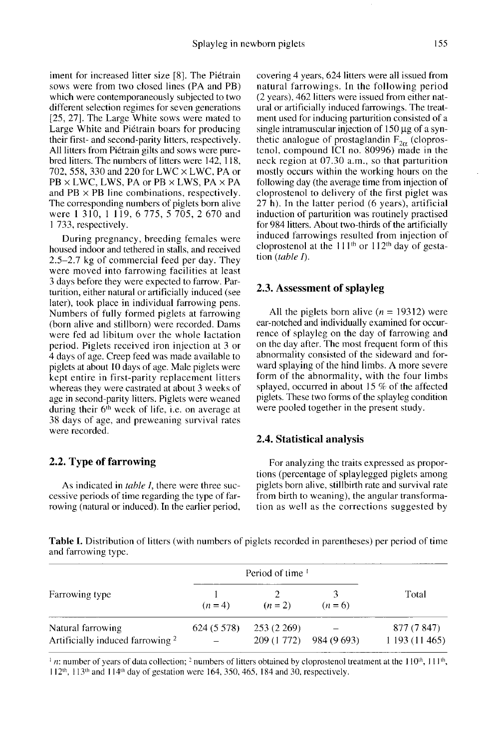iment for increased litter size [8]. The Piétrain sows were from two closed lines (PA and PB) which were contemporaneously subjected to two different selection regimes for seven generations [25, 27]. The Large White sows were mated to Large White and Piétrain boars for producing their first- and second-parity litters, respectively. All litters from Piétrain gilts and sows were purebred litters. The numbers of litters were 142, 118, 702, 558, 330 and 220 for LWC × LWC, PA or PB × LWC, LWS, PA or PB × LWS, PA × PA and PB × PB line combinations, respectively. The corresponding numbers of piglets born alive were 1 310, 1 119, 6 775, 5 705, 2 670 and 1 733, respectively.

During pregnancy, breeding females were housed indoor and tethered in stalls, and received 2.5–2.7 kg of commercial feed per day. They were moved into farrowing facilities at least 3 days before they were expected to farrow. Parturition, either natural or artificially induced (see later), took place in individual farrowing pens. Numbers of fully formed piglets at farrowing (born alive and stillborn) were recorded. Dams were fed ad libitum over the whole lactation period. Piglets received iron injection at 3 or 4 days of age. Creep feed was made available to piglets at about 10 days of age. Male piglets were kept entire in first-parity replacement litters whereas they were castrated at about 3 weeks of age in second-parity litters. Piglets were weaned during their 6[th] week of life, i.e. on average at 38 days of age, and preweaning survival rates were recorded.

## 2.2. Type of farrowing

As indicated in *table I*, there were three successive periods of time regarding the type of farrowing (natural or induced). In the earlier period, covering 4 years, 624 litters were all issued from natural farrowings. In the following period (2 years), 462 litters were issued from either natural or artificially induced farrowings. The treatment used for inducing parturition consisted of a single intramuscular injection of 150 µg of a synthetic analogue of prostaglandin $F_{2\alpha}$ (cloprostenol, compound ICI no. 80996) made in the neck region at 07.30 a.m., so that parturition mostly occurs within the working hours on the following day (the average time from injection of cloprostenol to delivery of the first piglet was 27 h). In the latter period (6 years), artificial induction of parturition was routinely practised for 984 litters. About two-thirds of the artificially induced farrowings resulted from injection of cloprostenol at the 111[th] or 112[th] day of gestation (*table I*).

## 2.3. Assessment of splayleg

All the piglets born alive ($n$ = 19312) were ear-notched and individually examined for occurrence of splayleg on the day of farrowing and on the day after. The most frequent form of this abnormality consisted of the sideward and forward splaying of the hind limbs. A more severe form of the abnormality, with the four limbs splayed, occurred in about 15 % of the affected piglets. These two forms of the splayleg condition were pooled together in the present study.

## 2.4. Statistical analysis

For analyzing the traits expressed as proportions (percentage of splaylegged piglets among piglets born alive, stillbirth rate and survival rate from birth to weaning), the angular transformation as well as the corrections suggested by

**Table I.** Distribution of litters (with numbers of piglets recorded in parentheses) per period of time and farrowing type.

| Farrowing type | Period of time [1] | | | Total |
|---|---|---|---|---|
| | 1 ($n$ = 4) | 2 ($n$ = 2) | 3 ($n$ = 6) | |
| Natural farrowing | 624 (5 578) | 253 (2 269) | – | 877 (7 847) |
| Artificially induced farrowing [2] | – | 209 (1 772) | 984 (9 693) | 1 193 (11 465) |

[1] $n$: number of years of data collection; [2] numbers of litters obtained by cloprostenol treatment at the 110[th], 111[th], 112[th], 113[th] and 114[th] day of gestation were 164, 350, 465, 184 and 30, respectively.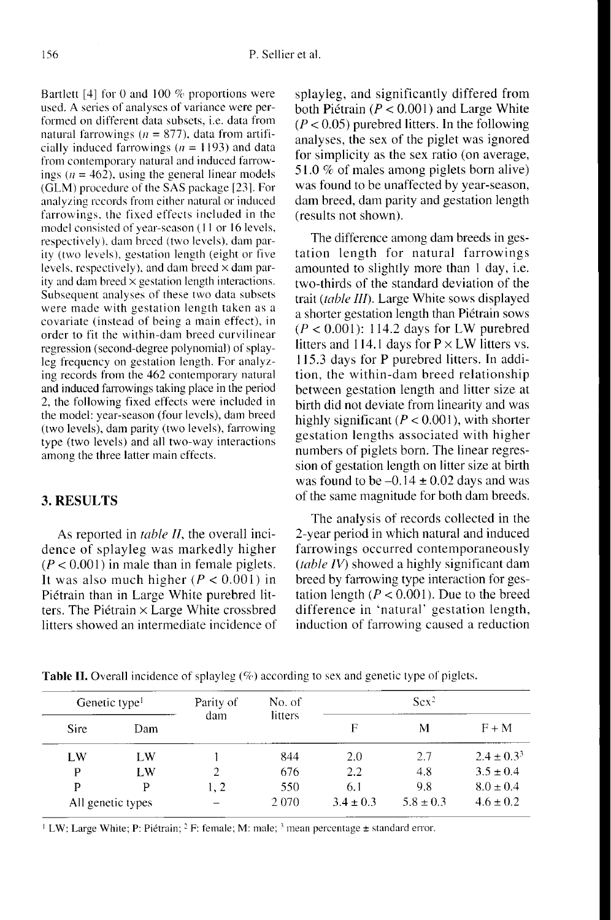Bartlett [4] for 0 and 100 % proportions were used. A series of analyses of variance were performed on different data subsets, i.e. data from natural farrowings ($n = 877$), data from artificially induced farrowings ($n = 1193$) and data from contemporary natural and induced farrowings ($n = 462$), using the general linear models (GLM) procedure of the SAS package [23]. For analyzing records from either natural or induced farrowings, the fixed effects included in the model consisted of year-season (11 or 16 levels, respectively), dam breed (two levels), dam parity (two levels), gestation length (eight or five levels, respectively), and dam breed × dam parity and dam breed × gestation length interactions. Subsequent analyses of these two data subsets were made with gestation length taken as a covariate (instead of being a main effect), in order to fit the within-dam breed curvilinear regression (second-degree polynomial) of splayleg frequency on gestation length. For analyzing records from the 462 contemporary natural and induced farrowings taking place in the period 2, the following fixed effects were included in the model: year-season (four levels), dam breed (two levels), dam parity (two levels), farrowing type (two levels) and all two-way interactions among the three latter main effects.

## 3. RESULTS

As reported in *table II*, the overall incidence of splayleg was markedly higher ($P < 0.001$) in male than in female piglets. It was also much higher ($P < 0.001$) in Piétrain than in Large White purebred litters. The Piétrain × Large White crossbred litters showed an intermediate incidence of splayleg, and significantly differed from both Piétrain ($P < 0.001$) and Large White ($P < 0.05$) purebred litters. In the following analyses, the sex of the piglet was ignored for simplicity as the sex ratio (on average, 51.0 % of males among piglets born alive) was found to be unaffected by year-season, dam breed, dam parity and gestation length (results not shown).

The difference among dam breeds in gestation length for natural farrowings amounted to slightly more than 1 day, i.e. two-thirds of the standard deviation of the trait (*table III*). Large White sows displayed a shorter gestation length than Piétrain sows ($P < 0.001$): 114.2 days for LW purebred litters and 114.1 days for P × LW litters vs. 115.3 days for P purebred litters. In addition, the within-dam breed relationship between gestation length and litter size at birth did not deviate from linearity and was highly significant ($P < 0.001$), with shorter gestation lengths associated with higher numbers of piglets born. The linear regression of gestation length on litter size at birth was found to be $-0.14 \pm 0.02$ days and was of the same magnitude for both dam breeds.

The analysis of records collected in the 2-year period in which natural and induced farrowings occurred contemporaneously (*table IV*) showed a highly significant dam breed by farrowing type interaction for gestation length ($P < 0.001$). Due to the breed difference in 'natural' gestation length, induction of farrowing caused a reduction

**Table II.** Overall incidence of splayleg (%) according to sex and genetic type of piglets.

| Genetic type[1] | | Parity of dam | No. of litters | Sex[2] | | |
|---|---|---|---|---|---|---|
| Sire | Dam | | | F | M | F + M |
| LW | LW | 1 | 844 | 2.0 | 2.7 | $2.4 \pm 0.3$[3] |
| P | LW | 2 | 676 | 2.2 | 4.8 | $3.5 \pm 0.4$ |
| P | P | 1, 2 | 550 | 6.1 | 9.8 | $8.0 \pm 0.4$ |
| All genetic types | | – | 2 070 | $3.4 \pm 0.3$ | $5.8 \pm 0.3$ | $4.6 \pm 0.2$ |

[1] LW: Large White; P: Piétrain; [2] F: female; M: male; [3] mean percentage ± standard error.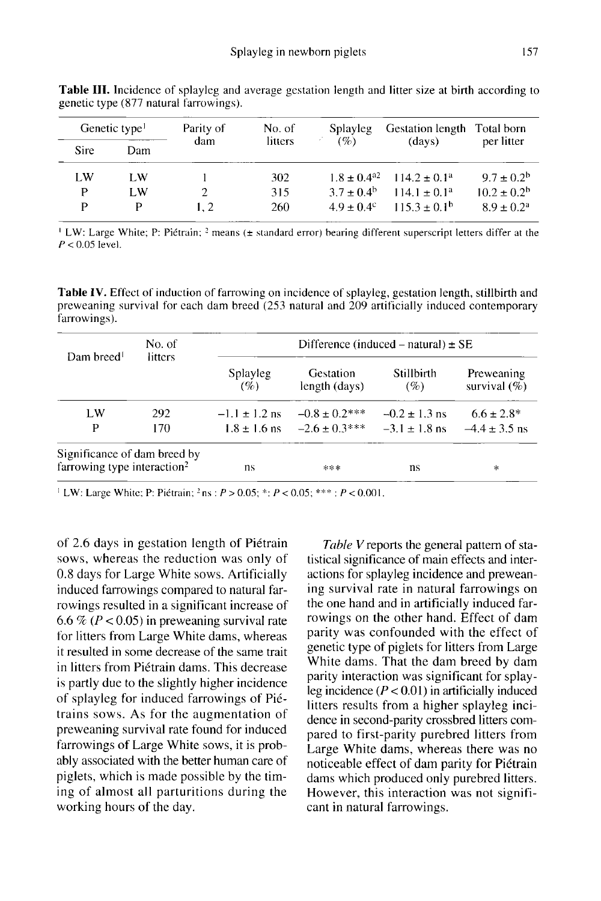**Table III.** Incidence of splayleg and average gestation length and litter size at birth according to genetic type (877 natural farrowings).

| Genetic type[1] | | Parity of dam | No. of litters | Splayleg (%) | Gestation length (days) | Total born per litter |
|---|---|---|---|---|---|---|
| Sire | Dam | | | | | |
| LW | LW | 1 | 302 | 1.8 ± 0.4[a2] | 114.2 ± 0.1[a] | 9.7 ± 0.2[b] |
| P | LW | 2 | 315 | 3.7 ± 0.4[b] | 114.1 ± 0.1[a] | 10.2 ± 0.2[b] |
| P | P | 1, 2 | 260 | 4.9 ± 0.4[c] | 115.3 ± 0.1[b] | 8.9 ± 0.2[a] |

[1] LW: Large White; P: Piétrain; [2] means (± standard error) bearing different superscript letters differ at the $P < 0.05$ level.

**Table IV.** Effect of induction of farrowing on incidence of splayleg, gestation length, stillbirth and preweaning survival for each dam breed (253 natural and 209 artificially induced contemporary farrowings).

| Dam breed[1] | No. of litters | Difference (induced – natural) ± SE | | | |
|---|---|---|---|---|---|
| | | Splayleg (%) | Gestation length (days) | Stillbirth (%) | Preweaning survival (%) |
| LW | 292 | –1.1 ± 1.2 ns | –0.8 ± 0.2*** | –0.2 ± 1.3 ns | 6.6 ± 2.8* |
| P | 170 | 1.8 ± 1.6 ns | –2.6 ± 0.3*** | –3.1 ± 1.8 ns | –4.4 ± 3.5 ns |
| Significance of dam breed by farrowing type interaction[2] | | ns | *** | ns | * |

[1] LW: Large White; P: Piétrain; [2] ns : $P > 0.05$; *: $P < 0.05$; *** : $P < 0.001$.

of 2.6 days in gestation length of Piétrain sows, whereas the reduction was only of 0.8 days for Large White sows. Artificially induced farrowings compared to natural farrowings resulted in a significant increase of 6.6 % ($P < 0.05$) in preweaning survival rate for litters from Large White dams, whereas it resulted in some decrease of the same trait in litters from Piétrain dams. This decrease is partly due to the slightly higher incidence of splayleg for induced farrowings of Piétrains sows. As for the augmentation of preweaning survival rate found for induced farrowings of Large White sows, it is probably associated with the better human care of piglets, which is made possible by the timing of almost all parturitions during the working hours of the day.

*Table V* reports the general pattern of statistical significance of main effects and interactions for splayleg incidence and preweaning survival rate in natural farrowings on the one hand and in artificially induced farrowings on the other hand. Effect of dam parity was confounded with the effect of genetic type of piglets for litters from Large White dams. That the dam breed by dam parity interaction was significant for splayleg incidence ($P < 0.01$) in artificially induced litters results from a higher splayleg incidence in second-parity crossbred litters compared to first-parity purebred litters from Large White dams, whereas there was no noticeable effect of dam parity for Piétrain dams which produced only purebred litters. However, this interaction was not significant in natural farrowings.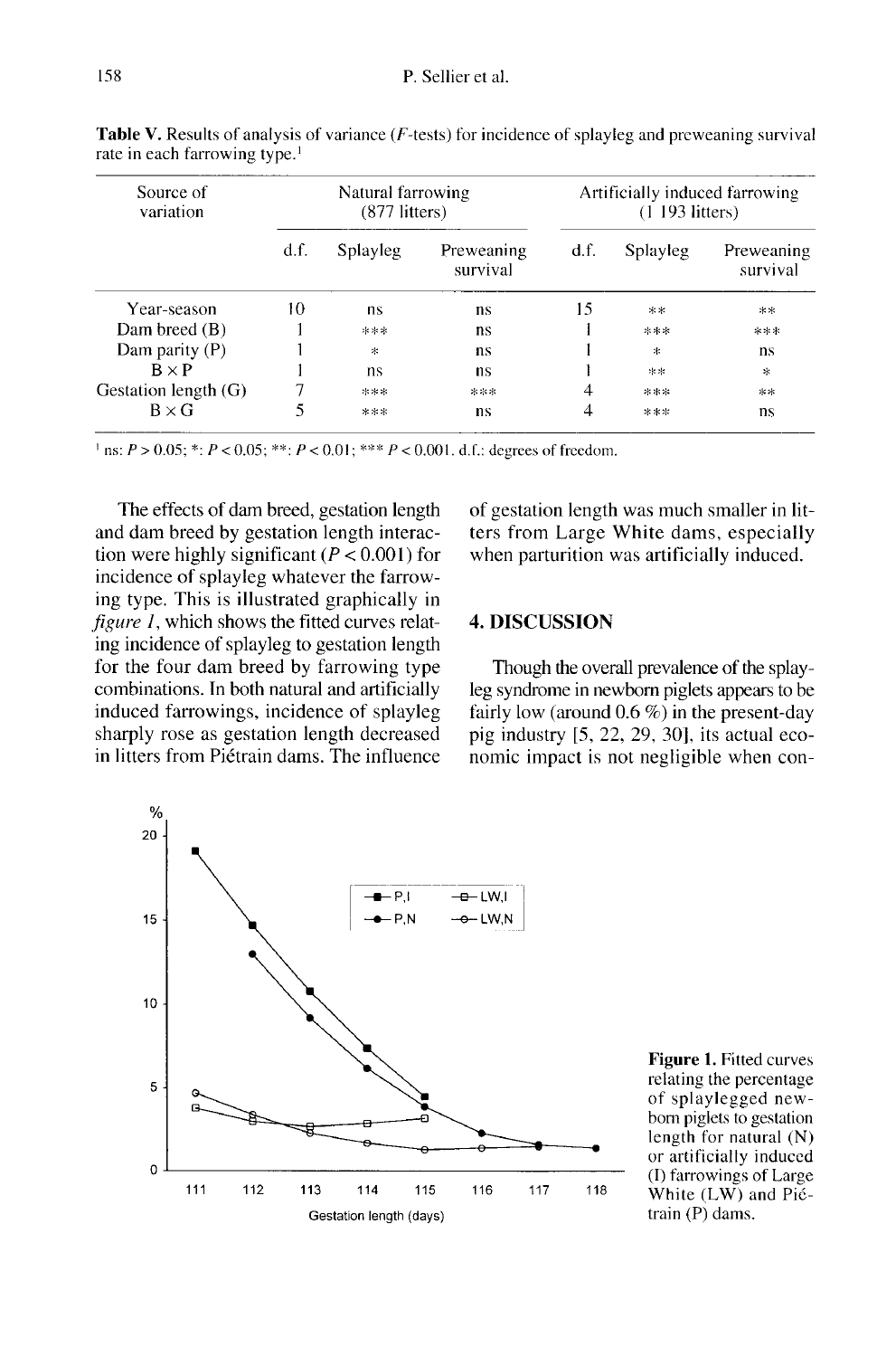**Table V.** Results of analysis of variance ($F$-tests) for incidence of splayleg and preweaning survival rate in each farrowing type.[1]

| Source of variation | Natural farrowing (877 litters) | | | Artificially induced farrowing (1 193 litters) | | |
|---|---|---|---|---|---|---|
| | d.f. | Splayleg | Preweaning survival | d.f. | Splayleg | Preweaning survival |
| Year-season | 10 | ns | ns | 15 | ** | ** |
| Dam breed (B) | 1 | *** | ns | 1 | *** | *** |
| Dam parity (P) | 1 | * | ns | 1 | * | ns |
| B × P | 1 | ns | ns | 1 | ** | * |
| Gestation length (G) | 7 | *** | *** | 4 | *** | ** |
| B × G | 5 | *** | ns | 4 | *** | ns |

[1] ns: $P > 0.05$; *: $P < 0.05$; **: $P < 0.01$; *** $P < 0.001$. d.f.: degrees of freedom.

The effects of dam breed, gestation length and dam breed by gestation length interaction were highly significant ($P < 0.001$) for incidence of splayleg whatever the farrowing type. This is illustrated graphically in *figure 1*, which shows the fitted curves relating incidence of splayleg to gestation length for the four dam breed by farrowing type combinations. In both natural and artificially induced farrowings, incidence of splayleg sharply rose as gestation length decreased in litters from Piétrain dams. The influence of gestation length was much smaller in litters from Large White dams, especially when parturition was artificially induced.

## 4. DISCUSSION

Though the overall prevalence of the splayleg syndrome in newborn piglets appears to be fairly low (around 0.6 %) in the present-day pig industry [5, 22, 29, 30], its actual economic impact is not negligible when con-

**Figure 1.** Fitted curves relating the percentage of splaylegged newborn piglets to gestation length for natural (N) or artificially induced (I) farrowings of Large White (LW) and Piétrain (P) dams.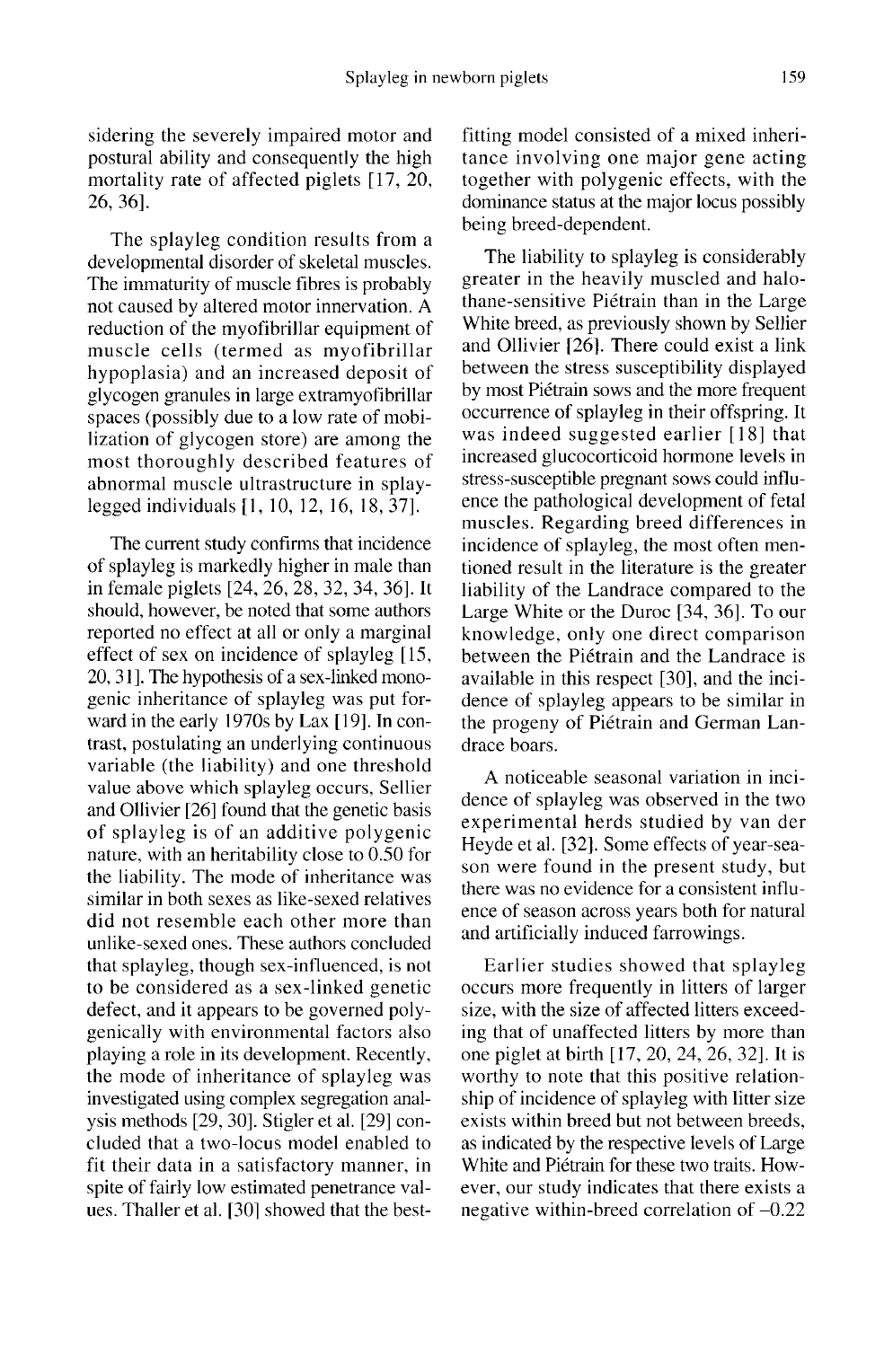sidering the severely impaired motor and postural ability and consequently the high mortality rate of affected piglets [17, 20, 26, 36].

The splayleg condition results from a developmental disorder of skeletal muscles. The immaturity of muscle fibres is probably not caused by altered motor innervation. A reduction of the myofibrillar equipment of muscle cells (termed as myofibrillar hypoplasia) and an increased deposit of glycogen granules in large extramyofibrillar spaces (possibly due to a low rate of mobilization of glycogen store) are among the most thoroughly described features of abnormal muscle ultrastructure in splaylegged individuals [1, 10, 12, 16, 18, 37].

The current study confirms that incidence of splayleg is markedly higher in male than in female piglets [24, 26, 28, 32, 34, 36]. It should, however, be noted that some authors reported no effect at all or only a marginal effect of sex on incidence of splayleg [15, 20, 31]. The hypothesis of a sex-linked monogenic inheritance of splayleg was put forward in the early 1970s by Lax [19]. In contrast, postulating an underlying continuous variable (the liability) and one threshold value above which splayleg occurs, Sellier and Ollivier [26] found that the genetic basis of splayleg is of an additive polygenic nature, with an heritability close to 0.50 for the liability. The mode of inheritance was similar in both sexes as like-sexed relatives did not resemble each other more than unlike-sexed ones. These authors concluded that splayleg, though sex-influenced, is not to be considered as a sex-linked genetic defect, and it appears to be governed polygenically with environmental factors also playing a role in its development. Recently, the mode of inheritance of splayleg was investigated using complex segregation analysis methods [29, 30]. Stigler et al. [29] concluded that a two-locus model enabled to fit their data in a satisfactory manner, in spite of fairly low estimated penetrance values. Thaller et al. [30] showed that the best-fitting model consisted of a mixed inheritance involving one major gene acting together with polygenic effects, with the dominance status at the major locus possibly being breed-dependent.

The liability to splayleg is considerably greater in the heavily muscled and halothane-sensitive Piétrain than in the Large White breed, as previously shown by Sellier and Ollivier [26]. There could exist a link between the stress susceptibility displayed by most Piétrain sows and the more frequent occurrence of splayleg in their offspring. It was indeed suggested earlier [18] that increased glucocorticoid hormone levels in stress-susceptible pregnant sows could influence the pathological development of fetal muscles. Regarding breed differences in incidence of splayleg, the most often mentioned result in the literature is the greater liability of the Landrace compared to the Large White or the Duroc [34, 36]. To our knowledge, only one direct comparison between the Piétrain and the Landrace is available in this respect [30], and the incidence of splayleg appears to be similar in the progeny of Piétrain and German Landrace boars.

A noticeable seasonal variation in incidence of splayleg was observed in the two experimental herds studied by van der Heyde et al. [32]. Some effects of year-season were found in the present study, but there was no evidence for a consistent influence of season across years both for natural and artificially induced farrowings.

Earlier studies showed that splayleg occurs more frequently in litters of larger size, with the size of affected litters exceeding that of unaffected litters by more than one piglet at birth [17, 20, 24, 26, 32]. It is worthy to note that this positive relationship of incidence of splayleg with litter size exists within breed but not between breeds, as indicated by the respective levels of Large White and Piétrain for these two traits. However, our study indicates that there exists a negative within-breed correlation of –0.22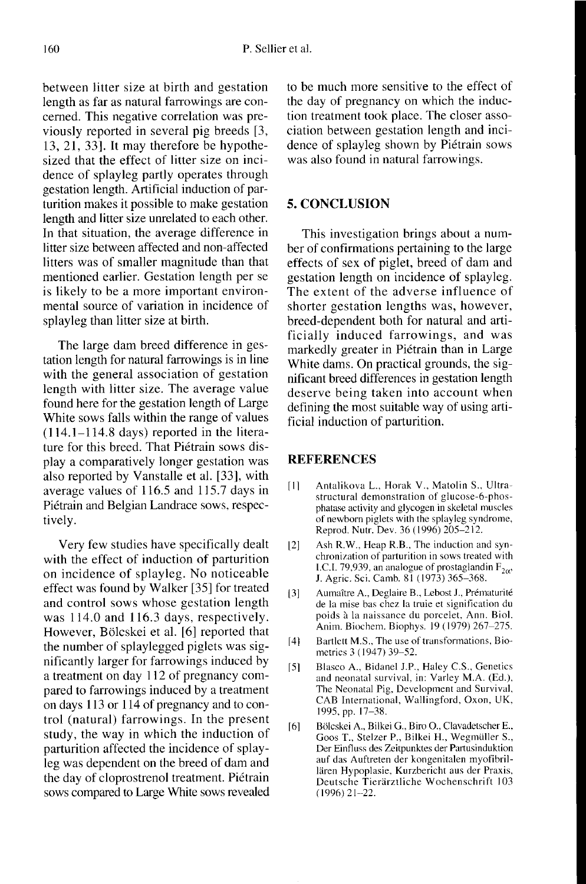between litter size at birth and gestation length as far as natural farrowings are concerned. This negative correlation was previously reported in several pig breeds [3, 13, 21, 33]. It may therefore be hypothesized that the effect of litter size on incidence of splayleg partly operates through gestation length. Artificial induction of parturition makes it possible to make gestation length and litter size unrelated to each other. In that situation, the average difference in litter size between affected and non-affected litters was of smaller magnitude than that mentioned earlier. Gestation length per se is likely to be a more important environmental source of variation in incidence of splayleg than litter size at birth.

The large dam breed difference in gestation length for natural farrowings is in line with the general association of gestation length with litter size. The average value found here for the gestation length of Large White sows falls within the range of values (114.1–114.8 days) reported in the literature for this breed. That Piétrain sows display a comparatively longer gestation was also reported by Vanstalle et al. [33], with average values of 116.5 and 115.7 days in Piétrain and Belgian Landrace sows, respectively.

Very few studies have specifically dealt with the effect of induction of parturition on incidence of splayleg. No noticeable effect was found by Walker [35] for treated and control sows whose gestation length was 114.0 and 116.3 days, respectively. However, Bölcskei et al. [6] reported that the number of splaylegged piglets was significantly larger for farrowings induced by a treatment on day 112 of pregnancy compared to farrowings induced by a treatment on days 113 or 114 of pregnancy and to control (natural) farrowings. In the present study, the way in which the induction of parturition affected the incidence of splayleg was dependent on the breed of dam and the day of cloprostrenol treatment. Piétrain sows compared to Large White sows revealed to be much more sensitive to the effect of the day of pregnancy on which the induction treatment took place. The closer association between gestation length and incidence of splayleg shown by Piétrain sows was also found in natural farrowings.

## 5. CONCLUSION

This investigation brings about a number of confirmations pertaining to the large effects of sex of piglet, breed of dam and gestation length on incidence of splayleg. The extent of the adverse influence of shorter gestation lengths was, however, breed-dependent both for natural and artificially induced farrowings, and was markedly greater in Piétrain than in Large White dams. On practical grounds, the significant breed differences in gestation length deserve being taken into account when defining the most suitable way of using artificial induction of parturition.

## REFERENCES

[1] Antalikova L., Horak V., Matolin S., Ultrastructural demonstration of glucose-6-phosphatase activity and glycogen in skeletal muscles of newborn piglets with the splayleg syndrome, Reprod. Nutr. Dev. 36 (1996) 205–212.

[2] Ash R.W., Heap R.B., The induction and synchronization of parturition in sows treated with I.C.I. 79,939, an analogue of prostaglandin $F_{2\alpha}$, J. Agric. Sci. Camb. 81 (1973) 365–368.

[3] Aumaître A., Deglaire B., Lebost J., Prématurité de la mise bas chez la truie et signification du poids à la naissance du porcelet, Ann. Biol. Anim. Biochem. Biophys. 19 (1979) 267–275.

[4] Bartlett M.S., The use of transformations, Biometrics 3 (1947) 39–52.

[5] Blasco A., Bidanel J.P., Haley C.S., Genetics and neonatal survival, in: Varley M.A. (Ed.), The Neonatal Pig, Development and Survival, CAB International, Wallingford, Oxon, UK, 1995, pp. 17–38.

[6] Bölcskei A., Bilkei G., Biro O., Clavadetscher E., Goos T., Stelzer P., Bilkei H., Wegmüller S., Der Einfluss des Zeitpunktes der Partusinduktion auf das Auftreten der kongenitalen myofibrillären Hypoplasie, Kurzbericht aus der Praxis, Deutsche Tierärztliche Wochenschrift 103 (1996) 21–22.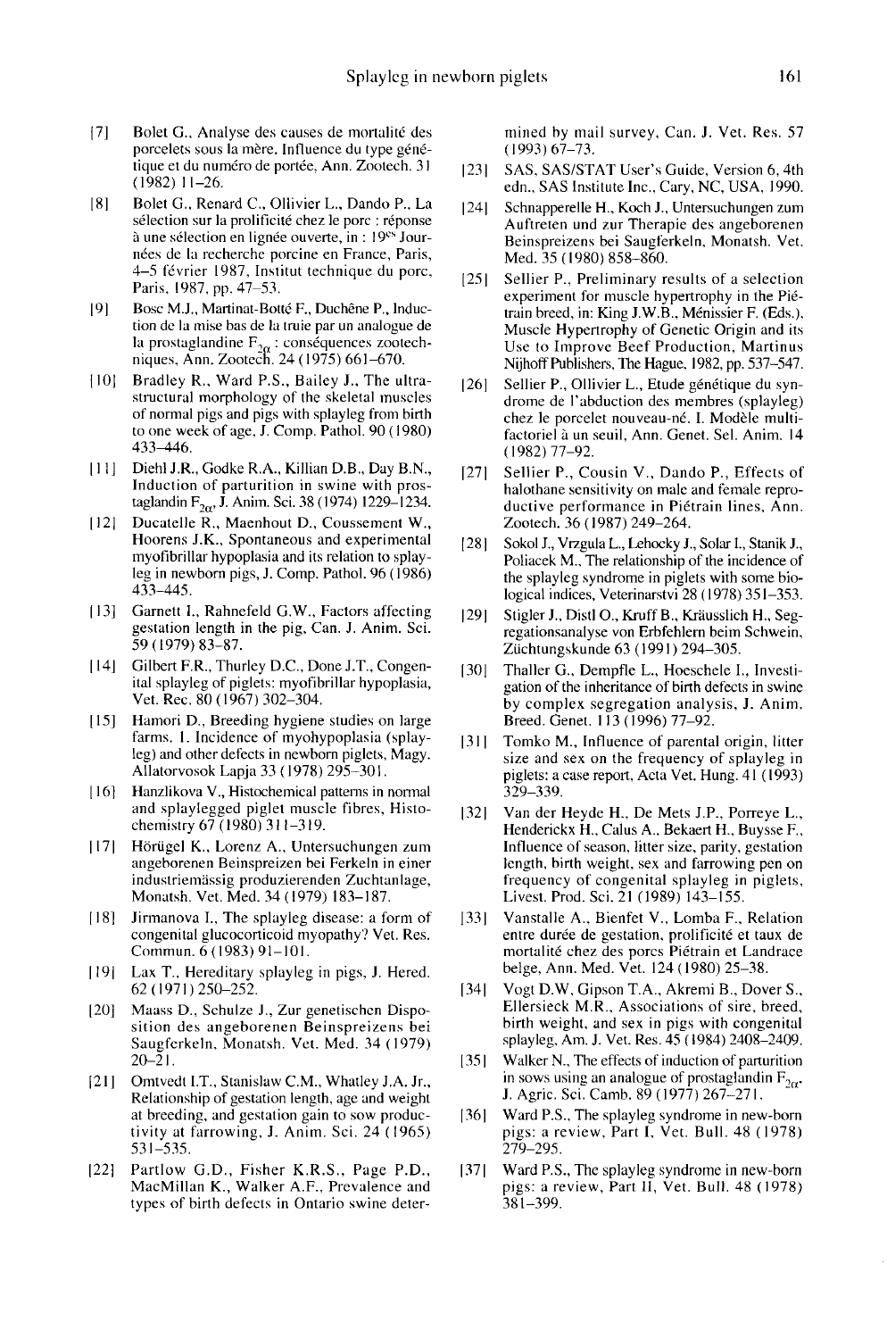[7] Bolet G., Analyse des causes de mortalité des porcelets sous la mère. Influence du type génétique et du numéro de portée, Ann. Zootech. 31 (1982) 11–26.

[8] Bolet G., Renard C., Ollivier L., Dando P., La sélection sur la prolificité chez le porc : réponse à une sélection en lignée ouverte, in : 19es Journées de la recherche porcine en France, Paris, 4–5 février 1987, Institut technique du porc, Paris, 1987, pp. 47–53.

[9] Bosc M.J., Martinat-Botté F., Duchêne P., Induction de la mise bas de la truie par un analogue de la prostaglandine $F_{2\alpha}$ : conséquences zootechniques, Ann. Zootech. 24 (1975) 661–670.

[10] Bradley R., Ward P.S., Bailey J., The ultrastructural morphology of the skeletal muscles of normal pigs and pigs with splayleg from birth to one week of age, J. Comp. Pathol. 90 (1980) 433–446.

[11] Diehl J.R., Godke R.A., Killian D.B., Day B.N., Induction of parturition in swine with prostaglandin $F_{2\alpha}$, J. Anim. Sci. 38 (1974) 1229–1234.

[12] Ducatelle R., Maenhout D., Coussement W., Hoorens J.K., Spontaneous and experimental myofibrillar hypoplasia and its relation to splayleg in newborn pigs, J. Comp. Pathol. 96 (1986) 433–445.

[13] Garnett I., Rahnefeld G.W., Factors affecting gestation length in the pig, Can. J. Anim. Sci. 59 (1979) 83–87.

[14] Gilbert F.R., Thurley D.C., Done J.T., Congenital splayleg of piglets: myofibrillar hypoplasia, Vet. Rec. 80 (1967) 302–304.

[15] Hamori D., Breeding hygiene studies on large farms. I. Incidence of myohypoplasia (splayleg) and other defects in newborn piglets, Magy. Allatorvosok Lapja 33 (1978) 295–301.

[16] Hanzlikova V., Histochemical patterns in normal and splaylegged piglet muscle fibres, Histochemistry 67 (1980) 311–319.

[17] Hörügel K., Lorenz A., Untersuchungen zum angeborenen Beinspreizen bei Ferkeln in einer industriemässig produzierenden Zuchtanlage, Monatsh. Vet. Med. 34 (1979) 183–187.

[18] Jirmanova I., The splayleg disease: a form of congenital glucocorticoid myopathy? Vet. Res. Commun. 6 (1983) 91–101.

[19] Lax T., Hereditary splayleg in pigs, J. Hered. 62 (1971) 250–252.

[20] Maass D., Schulze J., Zur genetischen Disposition des angeborenen Beinspreizens bei Saugferkeln, Monatsh. Vet. Med. 34 (1979) 20–21.

[21] Omtvedt I.T., Stanislaw C.M., Whatley J.A. Jr., Relationship of gestation length, age and weight at breeding, and gestation gain to sow productivity at farrowing, J. Anim. Sci. 24 (1965) 531–535.

[22] Partlow G.D., Fisher K.R.S., Page P.D., MacMillan K., Walker A.F., Prevalence and types of birth defects in Ontario swine determined by mail survey, Can. J. Vet. Res. 57 (1993) 67–73.

[23] SAS, SAS/STAT User's Guide, Version 6, 4th edn., SAS Institute Inc., Cary, NC, USA, 1990.

[24] Schnapperelle H., Koch J., Untersuchungen zum Auftreten und zur Therapie des angeborenen Beinspreizens bei Saugferkeln, Monatsh. Vet. Med. 35 (1980) 858–860.

[25] Sellier P., Preliminary results of a selection experiment for muscle hypertrophy in the Piétrain breed, in: King J.W.B., Ménissier F. (Eds.), Muscle Hypertrophy of Genetic Origin and its Use to Improve Beef Production, Martinus Nijhoff Publishers, The Hague, 1982, pp. 537–547.

[26] Sellier P., Ollivier L., Etude génétique du syndrome de l'abduction des membres (splayleg) chez le porcelet nouveau-né. I. Modèle multifactoriel à un seuil, Ann. Genet. Sel. Anim. 14 (1982) 77–92.

[27] Sellier P., Cousin V., Dando P., Effects of halothane sensitivity on male and female reproductive performance in Piétrain lines, Ann. Zootech. 36 (1987) 249–264.

[28] Sokol J., Vrzgula L., Lehocky J., Solar I., Stanik J., Poliacek M., The relationship of the incidence of the splayleg syndrome in piglets with some biological indices, Veterinarstvi 28 (1978) 351–353.

[29] Stigler J., Distl O., Kruff B., Kräusslich H., Segregationsanalyse von Erbfehlern beim Schwein, Züchtungskunde 63 (1991) 294–305.

[30] Thaller G., Dempfle L., Hoeschele I., Investigation of the inheritance of birth defects in swine by complex segregation analysis, J. Anim. Breed. Genet. 113 (1996) 77–92.

[31] Tomko M., Influence of parental origin, litter size and sex on the frequency of splayleg in piglets: a case report, Acta Vet. Hung. 41 (1993) 329–339.

[32] Van der Heyde H., De Mets J.P., Porreye L., Henderickx H., Calus A., Bekaert H., Buysse F., Influence of season, litter size, parity, gestation length, birth weight, sex and farrowing pen on frequency of congenital splayleg in piglets, Livest. Prod. Sci. 21 (1989) 143–155.

[33] Vanstalle A., Bienfet V., Lomba F., Relation entre durée de gestation, prolificité et taux de mortalité chez des porcs Piétrain and Landrace belge, Ann. Med. Vet. 124 (1980) 25–38.

[34] Vogt D.W, Gipson T.A., Akremi B., Dover S., Ellersieck M.R., Associations of sire, breed, birth weight, and sex in pigs with congenital splayleg, Am. J. Vet. Res. 45 (1984) 2408–2409.

[35] Walker N., The effects of induction of parturition in sows using an analogue of prostaglandin $F_{2\alpha}$, J. Agric. Sci. Camb. 89 (1977) 267–271.

[36] Ward P.S., The splayleg syndrome in new-born pigs: a review, Part I, Vet. Bull. 48 (1978) 279–295.

[37] Ward P.S., The splayleg syndrome in new-born pigs: a review, Part II, Vet. Bull. 48 (1978) 381–399.